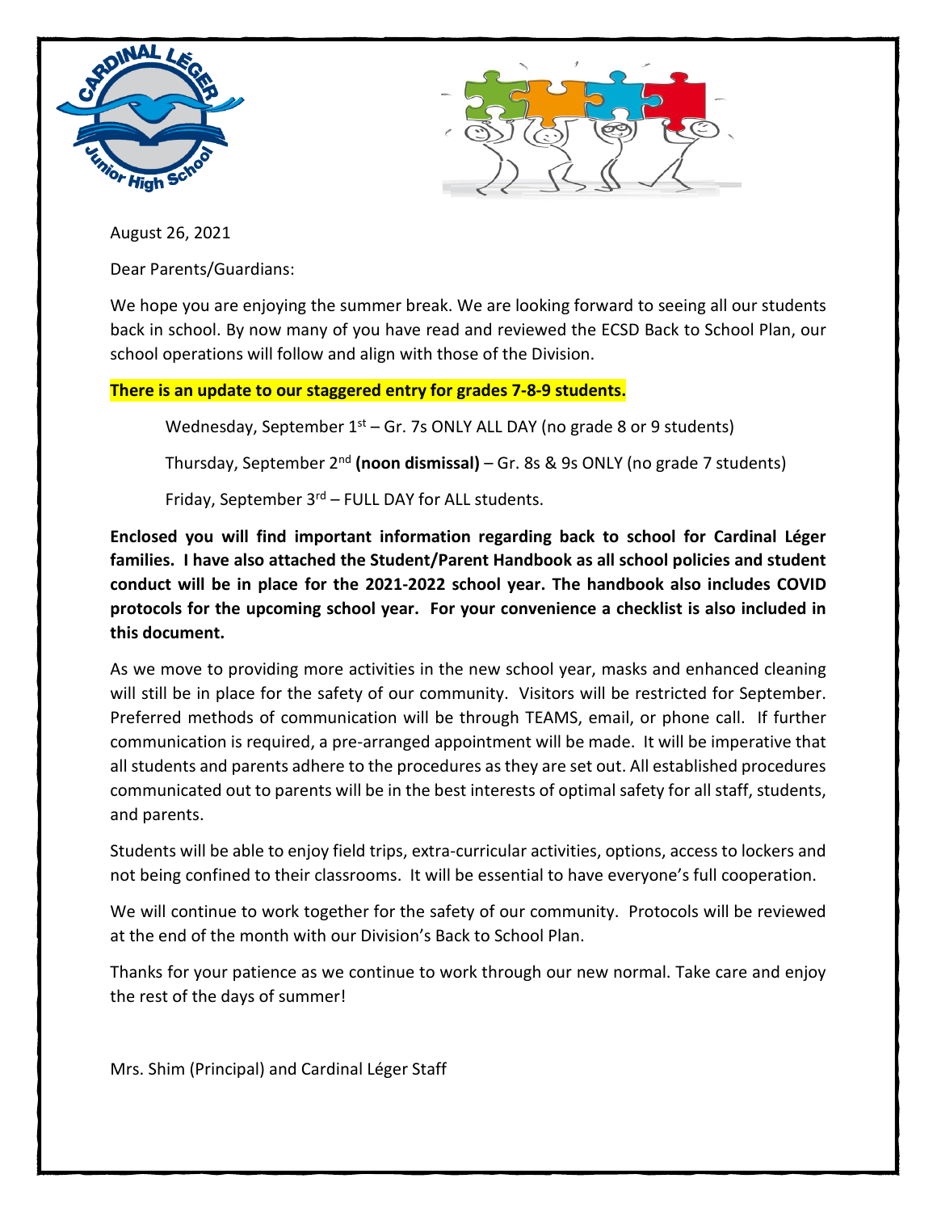August 26, 2021

Dear Parents/Guardians:

We hope you are enjoying the summer break. We are looking forward to seeing all our students back in school. By now many of you have read and reviewed the ECSD Back to School Plan, our school operations will follow and align with those of the Division.

**There is an update to our staggered entry for grades 7-8-9 students.**

Wednesday, September 1st – Gr. 7s ONLY ALL DAY (no grade 8 or 9 students)

Thursday, September 2nd **(noon dismissal)** – Gr. 8s & 9s ONLY (no grade 7 students)

Friday, September 3rd – FULL DAY for ALL students.

**Enclosed you will find important information regarding back to school for Cardinal Léger families. I have also attached the Student/Parent Handbook as all school policies and student conduct will be in place for the 2021-2022 school year. The handbook also includes COVID protocols for the upcoming school year. For your convenience a checklist is also included in this document.**

As we move to providing more activities in the new school year, masks and enhanced cleaning will still be in place for the safety of our community. Visitors will be restricted for September. Preferred methods of communication will be through TEAMS, email, or phone call. If further communication is required, a pre-arranged appointment will be made. It will be imperative that all students and parents adhere to the procedures as they are set out. All established procedures communicated out to parents will be in the best interests of optimal safety for all staff, students, and parents.

Students will be able to enjoy field trips, extra-curricular activities, options, access to lockers and not being confined to their classrooms. It will be essential to have everyone's full cooperation.

We will continue to work together for the safety of our community. Protocols will be reviewed at the end of the month with our Division's Back to School Plan.

Thanks for your patience as we continue to work through our new normal. Take care and enjoy the rest of the days of summer!

Mrs. Shim (Principal) and Cardinal Léger Staff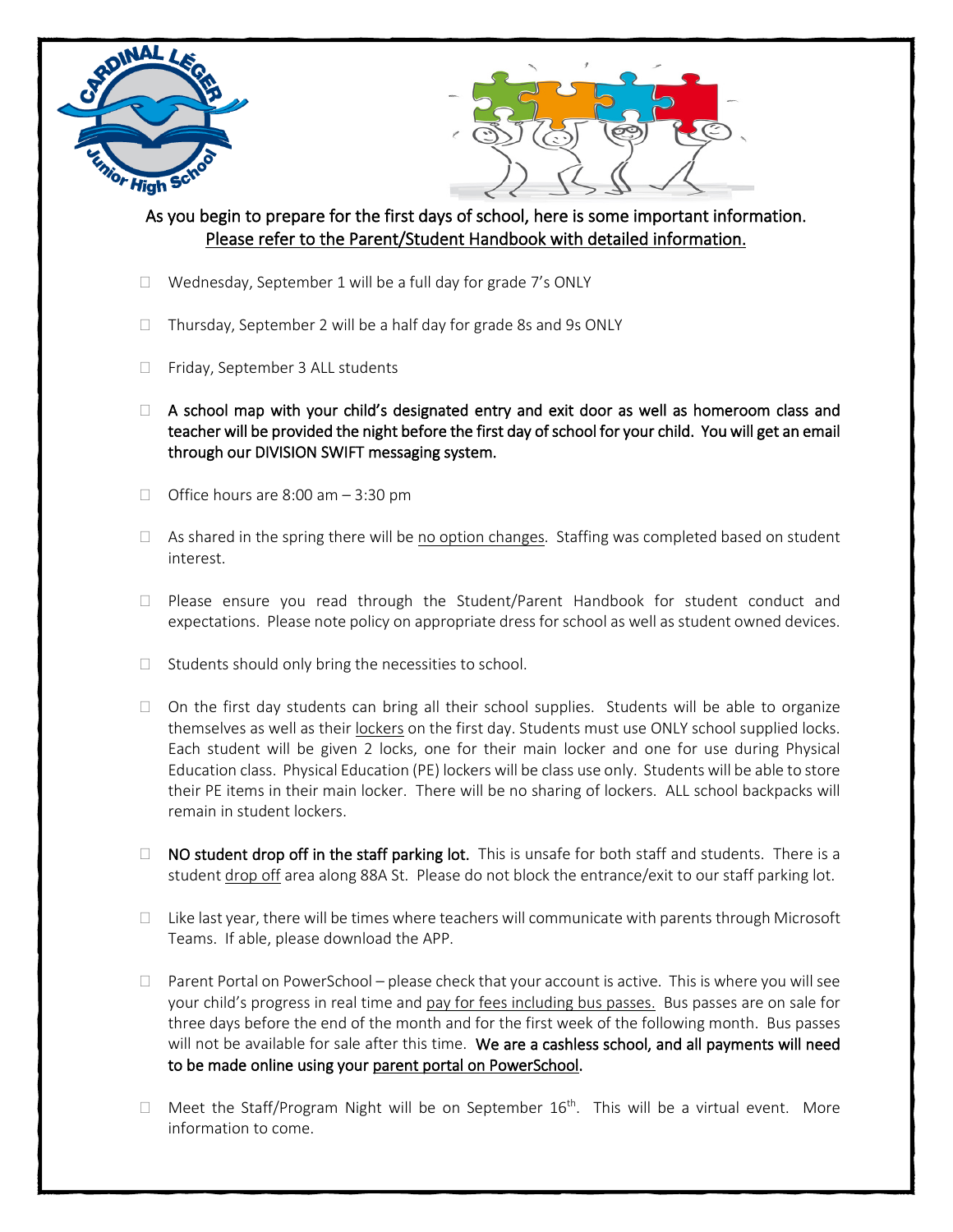As you begin to prepare for the first days of school, here is some important information.
Please refer to the Parent/Student Handbook with detailed information.

- Wednesday, September 1 will be a full day for grade 7's ONLY
- Thursday, September 2 will be a half day for grade 8s and 9s ONLY
- Friday, September 3 ALL students
- A school map with your child's designated entry and exit door as well as homeroom class and teacher will be provided the night before the first day of school for your child. You will get an email through our DIVISION SWIFT messaging system.
- Office hours are 8:00 am – 3:30 pm
- As shared in the spring there will be no option changes. Staffing was completed based on student interest.
- Please ensure you read through the Student/Parent Handbook for student conduct and expectations. Please note policy on appropriate dress for school as well as student owned devices.
- Students should only bring the necessities to school.
- On the first day students can bring all their school supplies. Students will be able to organize themselves as well as their lockers on the first day. Students must use ONLY school supplied locks. Each student will be given 2 locks, one for their main locker and one for use during Physical Education class. Physical Education (PE) lockers will be class use only. Students will be able to store their PE items in their main locker. There will be no sharing of lockers. ALL school backpacks will remain in student lockers.
- NO student drop off in the staff parking lot. This is unsafe for both staff and students. There is a student drop off area along 88A St. Please do not block the entrance/exit to our staff parking lot.
- Like last year, there will be times where teachers will communicate with parents through Microsoft Teams. If able, please download the APP.
- Parent Portal on PowerSchool – please check that your account is active. This is where you will see your child's progress in real time and pay for fees including bus passes. Bus passes are on sale for three days before the end of the month and for the first week of the following month. Bus passes will not be available for sale after this time. We are a cashless school, and all payments will need to be made online using your parent portal on PowerSchool.
- Meet the Staff/Program Night will be on September 16th. This will be a virtual event. More information to come.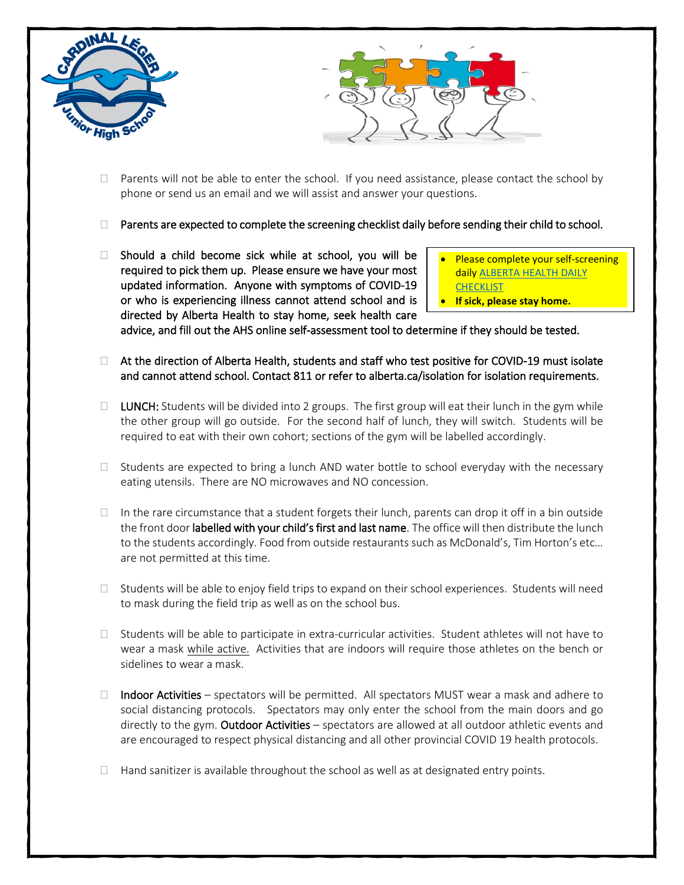- Parents will not be able to enter the school. If you need assistance, please contact the school by phone or send us an email and we will assist and answer your questions.

- Parents are expected to complete the screening checklist daily before sending their child to school.

- Should a child become sick while at school, you will be required to pick them up. Please ensure we have your most updated information. Anyone with symptoms of COVID-19 or who is experiencing illness cannot attend school and is directed by Alberta Health to stay home, seek health care advice, and fill out the AHS online self-assessment tool to determine if they should be tested.

> - Please complete your self-screening daily ALBERTA HEALTH DAILY CHECKLIST
> - **If sick, please stay home.**

- At the direction of Alberta Health, students and staff who test positive for COVID-19 must isolate and cannot attend school. Contact 811 or refer to alberta.ca/isolation for isolation requirements.

- LUNCH: Students will be divided into 2 groups. The first group will eat their lunch in the gym while the other group will go outside. For the second half of lunch, they will switch. Students will be required to eat with their own cohort; sections of the gym will be labelled accordingly.

- Students are expected to bring a lunch AND water bottle to school everyday with the necessary eating utensils. There are NO microwaves and NO concession.

- In the rare circumstance that a student forgets their lunch, parents can drop it off in a bin outside the front door labelled with your child's first and last name. The office will then distribute the lunch to the students accordingly. Food from outside restaurants such as McDonald's, Tim Horton's etc… are not permitted at this time.

- Students will be able to enjoy field trips to expand on their school experiences. Students will need to mask during the field trip as well as on the school bus.

- Students will be able to participate in extra-curricular activities. Student athletes will not have to wear a mask while active. Activities that are indoors will require those athletes on the bench or sidelines to wear a mask.

- Indoor Activities – spectators will be permitted. All spectators MUST wear a mask and adhere to social distancing protocols. Spectators may only enter the school from the main doors and go directly to the gym. Outdoor Activities – spectators are allowed at all outdoor athletic events and are encouraged to respect physical distancing and all other provincial COVID 19 health protocols.

- Hand sanitizer is available throughout the school as well as at designated entry points.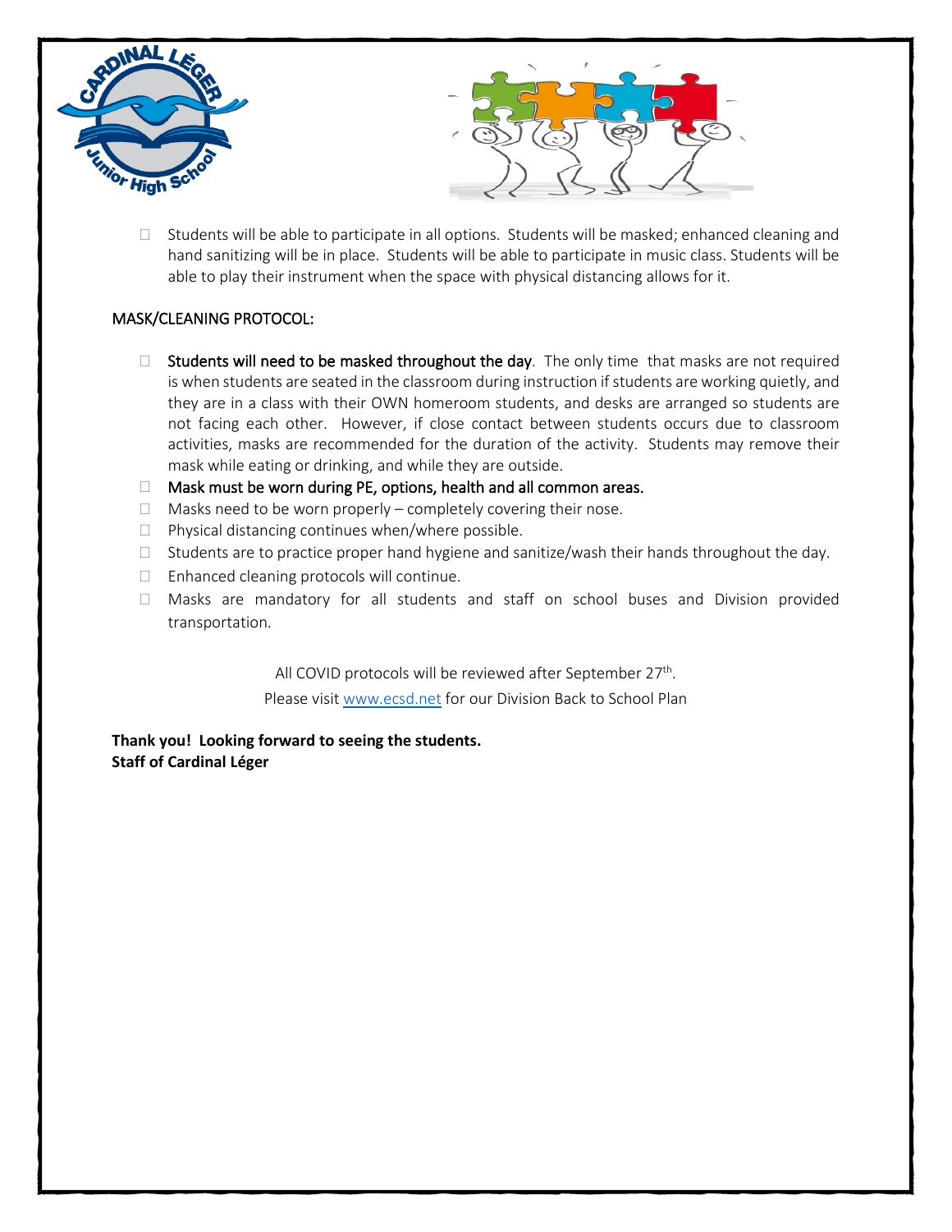- Students will be able to participate in all options. Students will be masked; enhanced cleaning and hand sanitizing will be in place. Students will be able to participate in music class. Students will be able to play their instrument when the space with physical distancing allows for it.

MASK/CLEANING PROTOCOL:

- Students will need to be masked throughout the day. The only time that masks are not required is when students are seated in the classroom during instruction if students are working quietly, and they are in a class with their OWN homeroom students, and desks are arranged so students are not facing each other. However, if close contact between students occurs due to classroom activities, masks are recommended for the duration of the activity. Students may remove their mask while eating or drinking, and while they are outside.
- Mask must be worn during PE, options, health and all common areas.
- Masks need to be worn properly – completely covering their nose.
- Physical distancing continues when/where possible.
- Students are to practice proper hand hygiene and sanitize/wash their hands throughout the day.
- Enhanced cleaning protocols will continue.
- Masks are mandatory for all students and staff on school buses and Division provided transportation.

All COVID protocols will be reviewed after September 27th.

Please visit www.ecsd.net for our Division Back to School Plan

**Thank you! Looking forward to seeing the students.**
**Staff of Cardinal Léger**